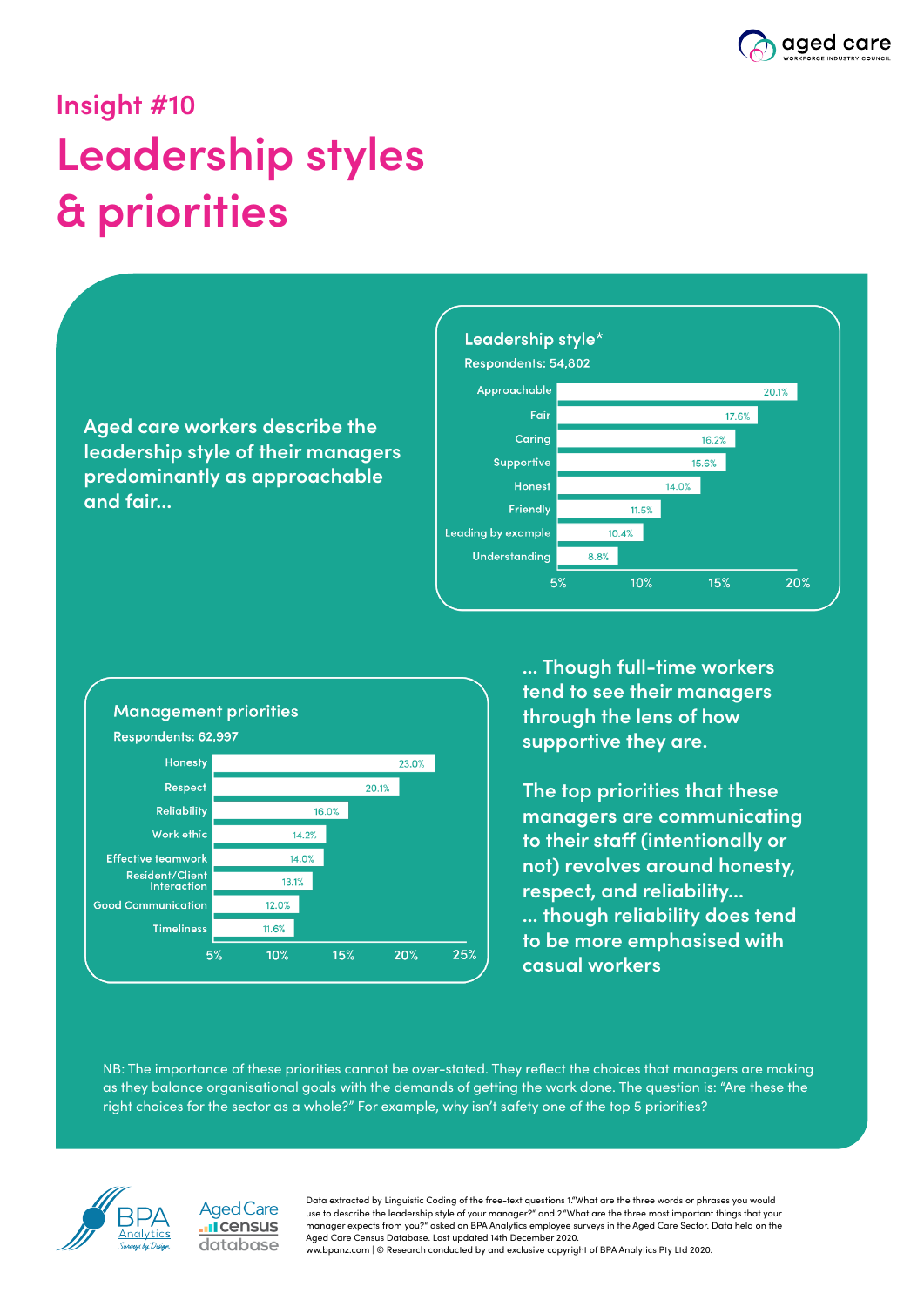aged care
WORKFORCE INDUSTRY COUNCIL

## Insight #10

# Leadership styles & priorities

Aged care workers describe the leadership style of their managers predominantly as approachable and fair...

**Leadership style***

Respondents: 54,802

| Leadership style | % |
|---|---|
| Approachable | 20.1% |
| Fair | 17.6% |
| Caring | 16.2% |
| Supportive | 15.6% |
| Honest | 14.0% |
| Friendly | 11.5% |
| Leading by example | 10.4% |
| Understanding | 8.8% |

... Though full-time workers tend to see their managers through the lens of how supportive they are.

**Management priorities**

Respondents: 62,997

| Management priorities | % |
|---|---|
| Honesty | 23.0% |
| Respect | 20.1% |
| Reliability | 16.0% |
| Work ethic | 14.2% |
| Effective teamwork | 14.0% |
| Resident/Client Interaction | 13.1% |
| Good Communication | 12.0% |
| Timeliness | 11.6% |

The top priorities that these managers are communicating to their staff (intentionally or not) revolves around honesty, respect, and reliability...
... though reliability does tend to be more emphasised with casual workers

NB: The importance of these priorities cannot be over-stated. They reflect the choices that managers are making as they balance organisational goals with the demands of getting the work done. The question is: "Are these the right choices for the sector as a whole?" For example, why isn't safety one of the top 5 priorities?

BPA Analytics Surveys by Design

Aged Care census database

Data extracted by Linguistic Coding of the free-text questions 1."What are the three words or phrases you would use to describe the leadership style of your manager?" and 2."What are the three most important things that your manager expects from you?" asked on BPA Analytics employee surveys in the Aged Care Sector. Data held on the Aged Care Census Database. Last updated 14th December 2020.
ww.bpanz.com | © Research conducted by and exclusive copyright of BPA Analytics Pty Ltd 2020.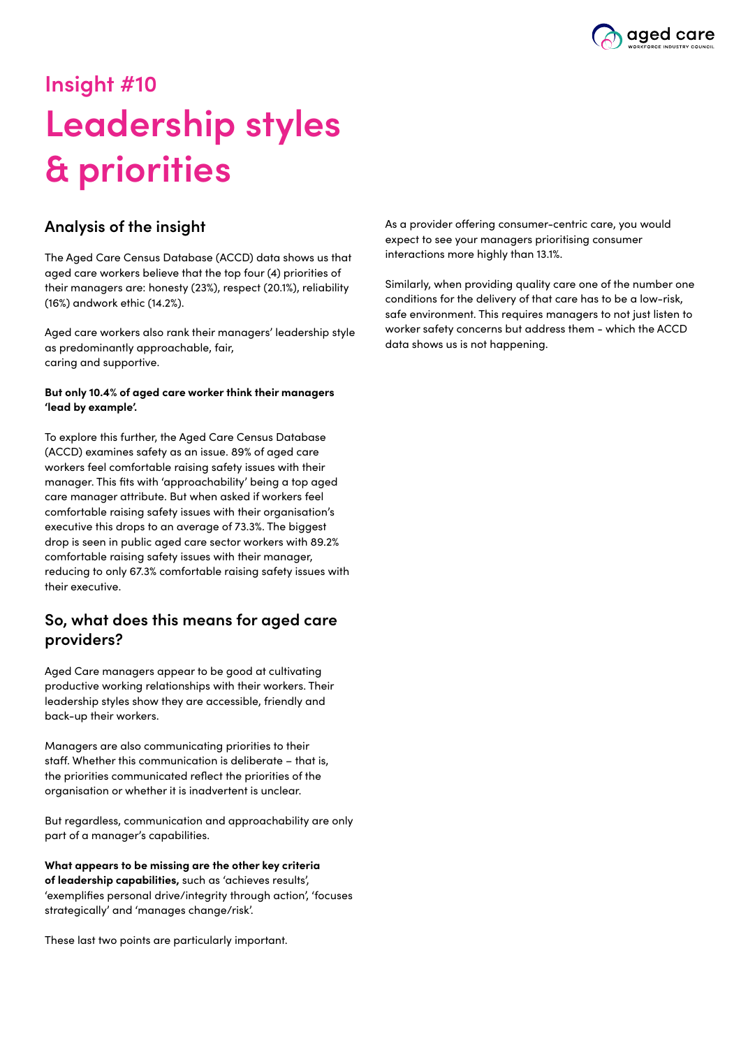## Insight #10

# Leadership styles & priorities

## Analysis of the insight

The Aged Care Census Database (ACCD) data shows us that aged care workers believe that the top four (4) priorities of their managers are: honesty (23%), respect (20.1%), reliability (16%) andwork ethic (14.2%).

Aged care workers also rank their managers' leadership style as predominantly approachable, fair, caring and supportive.

**But only 10.4% of aged care worker think their managers 'lead by example'.**

To explore this further, the Aged Care Census Database (ACCD) examines safety as an issue. 89% of aged care workers feel comfortable raising safety issues with their manager. This fits with 'approachability' being a top aged care manager attribute. But when asked if workers feel comfortable raising safety issues with their organisation's executive this drops to an average of 73.3%. The biggest drop is seen in public aged care sector workers with 89.2% comfortable raising safety issues with their manager, reducing to only 67.3% comfortable raising safety issues with their executive.

## So, what does this means for aged care providers?

Aged Care managers appear to be good at cultivating productive working relationships with their workers. Their leadership styles show they are accessible, friendly and back-up their workers.

Managers are also communicating priorities to their staff. Whether this communication is deliberate – that is, the priorities communicated reflect the priorities of the organisation or whether it is inadvertent is unclear.

But regardless, communication and approachability are only part of a manager's capabilities.

**What appears to be missing are the other key criteria of leadership capabilities,** such as 'achieves results', 'exemplifies personal drive/integrity through action', 'focuses strategically' and 'manages change/risk'.

These last two points are particularly important.

As a provider offering consumer-centric care, you would expect to see your managers prioritising consumer interactions more highly than 13.1%.

Similarly, when providing quality care one of the number one conditions for the delivery of that care has to be a low-risk, safe environment. This requires managers to not just listen to worker safety concerns but address them - which the ACCD data shows us is not happening.